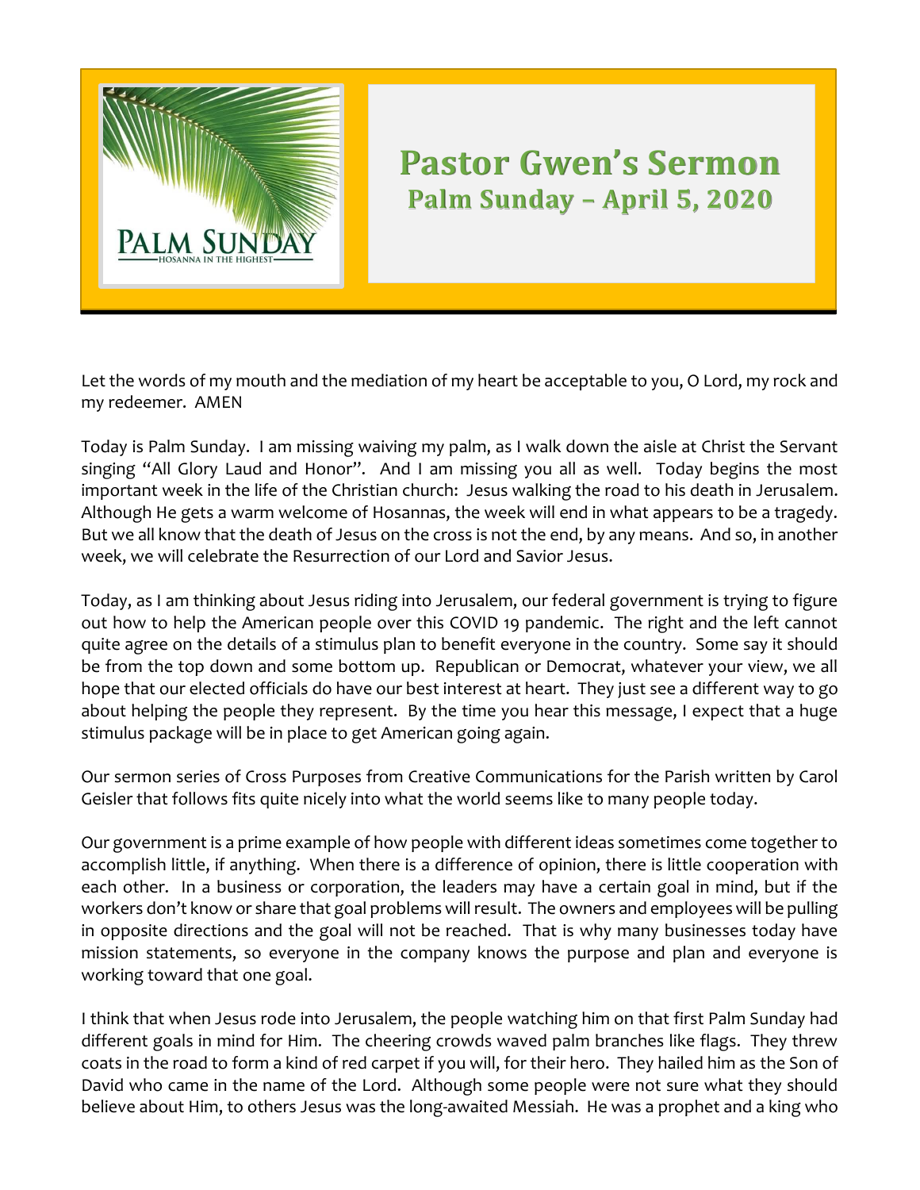# Pastor Gwen's Sermon

## Palm Sunday – April 5, 2020

Let the words of my mouth and the mediation of my heart be acceptable to you, O Lord, my rock and my redeemer. AMEN

Today is Palm Sunday. I am missing waiving my palm, as I walk down the aisle at Christ the Servant singing "All Glory Laud and Honor". And I am missing you all as well. Today begins the most important week in the life of the Christian church: Jesus walking the road to his death in Jerusalem. Although He gets a warm welcome of Hosannas, the week will end in what appears to be a tragedy. But we all know that the death of Jesus on the cross is not the end, by any means. And so, in another week, we will celebrate the Resurrection of our Lord and Savior Jesus.

Today, as I am thinking about Jesus riding into Jerusalem, our federal government is trying to figure out how to help the American people over this COVID 19 pandemic. The right and the left cannot quite agree on the details of a stimulus plan to benefit everyone in the country. Some say it should be from the top down and some bottom up. Republican or Democrat, whatever your view, we all hope that our elected officials do have our best interest at heart. They just see a different way to go about helping the people they represent. By the time you hear this message, I expect that a huge stimulus package will be in place to get American going again.

Our sermon series of Cross Purposes from Creative Communications for the Parish written by Carol Geisler that follows fits quite nicely into what the world seems like to many people today.

Our government is a prime example of how people with different ideas sometimes come together to accomplish little, if anything. When there is a difference of opinion, there is little cooperation with each other. In a business or corporation, the leaders may have a certain goal in mind, but if the workers don't know or share that goal problems will result. The owners and employees will be pulling in opposite directions and the goal will not be reached. That is why many businesses today have mission statements, so everyone in the company knows the purpose and plan and everyone is working toward that one goal.

I think that when Jesus rode into Jerusalem, the people watching him on that first Palm Sunday had different goals in mind for Him. The cheering crowds waved palm branches like flags. They threw coats in the road to form a kind of red carpet if you will, for their hero. They hailed him as the Son of David who came in the name of the Lord. Although some people were not sure what they should believe about Him, to others Jesus was the long-awaited Messiah. He was a prophet and a king who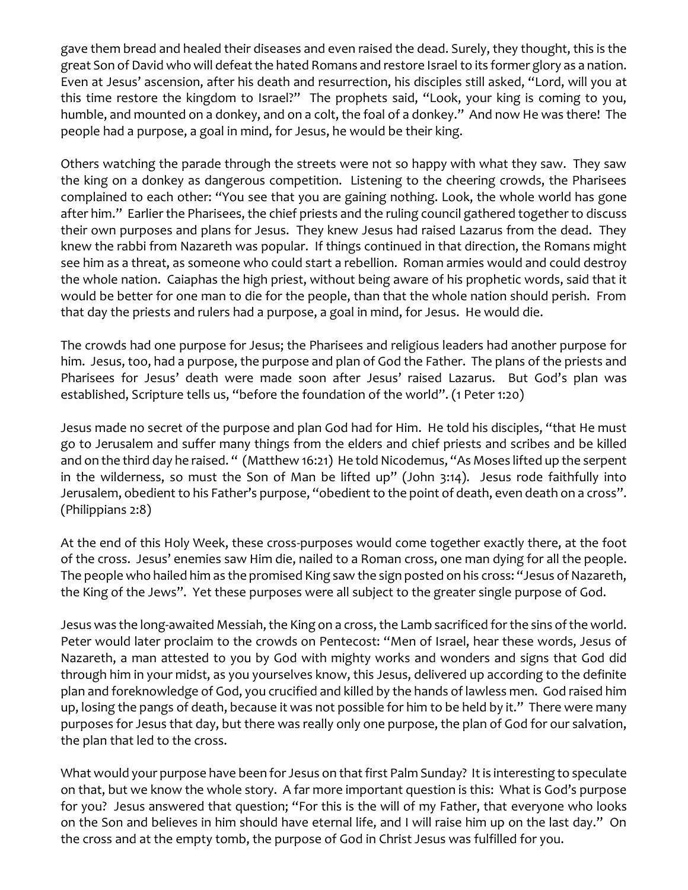gave them bread and healed their diseases and even raised the dead. Surely, they thought, this is the great Son of David who will defeat the hated Romans and restore Israel to its former glory as a nation. Even at Jesus' ascension, after his death and resurrection, his disciples still asked, "Lord, will you at this time restore the kingdom to Israel?" The prophets said, "Look, your king is coming to you, humble, and mounted on a donkey, and on a colt, the foal of a donkey." And now He was there! The people had a purpose, a goal in mind, for Jesus, he would be their king.

Others watching the parade through the streets were not so happy with what they saw. They saw the king on a donkey as dangerous competition. Listening to the cheering crowds, the Pharisees complained to each other: "You see that you are gaining nothing. Look, the whole world has gone after him." Earlier the Pharisees, the chief priests and the ruling council gathered together to discuss their own purposes and plans for Jesus. They knew Jesus had raised Lazarus from the dead. They knew the rabbi from Nazareth was popular. If things continued in that direction, the Romans might see him as a threat, as someone who could start a rebellion. Roman armies would and could destroy the whole nation. Caiaphas the high priest, without being aware of his prophetic words, said that it would be better for one man to die for the people, than that the whole nation should perish. From that day the priests and rulers had a purpose, a goal in mind, for Jesus. He would die.

The crowds had one purpose for Jesus; the Pharisees and religious leaders had another purpose for him. Jesus, too, had a purpose, the purpose and plan of God the Father. The plans of the priests and Pharisees for Jesus' death were made soon after Jesus' raised Lazarus. But God's plan was established, Scripture tells us, "before the foundation of the world". (1 Peter 1:20)

Jesus made no secret of the purpose and plan God had for Him. He told his disciples, "that He must go to Jerusalem and suffer many things from the elders and chief priests and scribes and be killed and on the third day he raised. " (Matthew 16:21) He told Nicodemus, "As Moses lifted up the serpent in the wilderness, so must the Son of Man be lifted up" (John 3:14). Jesus rode faithfully into Jerusalem, obedient to his Father's purpose, "obedient to the point of death, even death on a cross". (Philippians 2:8)

At the end of this Holy Week, these cross-purposes would come together exactly there, at the foot of the cross. Jesus' enemies saw Him die, nailed to a Roman cross, one man dying for all the people. The people who hailed him as the promised King saw the sign posted on his cross: "Jesus of Nazareth, the King of the Jews". Yet these purposes were all subject to the greater single purpose of God.

Jesus was the long-awaited Messiah, the King on a cross, the Lamb sacrificed for the sins of the world. Peter would later proclaim to the crowds on Pentecost: "Men of Israel, hear these words, Jesus of Nazareth, a man attested to you by God with mighty works and wonders and signs that God did through him in your midst, as you yourselves know, this Jesus, delivered up according to the definite plan and foreknowledge of God, you crucified and killed by the hands of lawless men. God raised him up, losing the pangs of death, because it was not possible for him to be held by it." There were many purposes for Jesus that day, but there was really only one purpose, the plan of God for our salvation, the plan that led to the cross.

What would your purpose have been for Jesus on that first Palm Sunday? It is interesting to speculate on that, but we know the whole story. A far more important question is this: What is God's purpose for you? Jesus answered that question; "For this is the will of my Father, that everyone who looks on the Son and believes in him should have eternal life, and I will raise him up on the last day." On the cross and at the empty tomb, the purpose of God in Christ Jesus was fulfilled for you.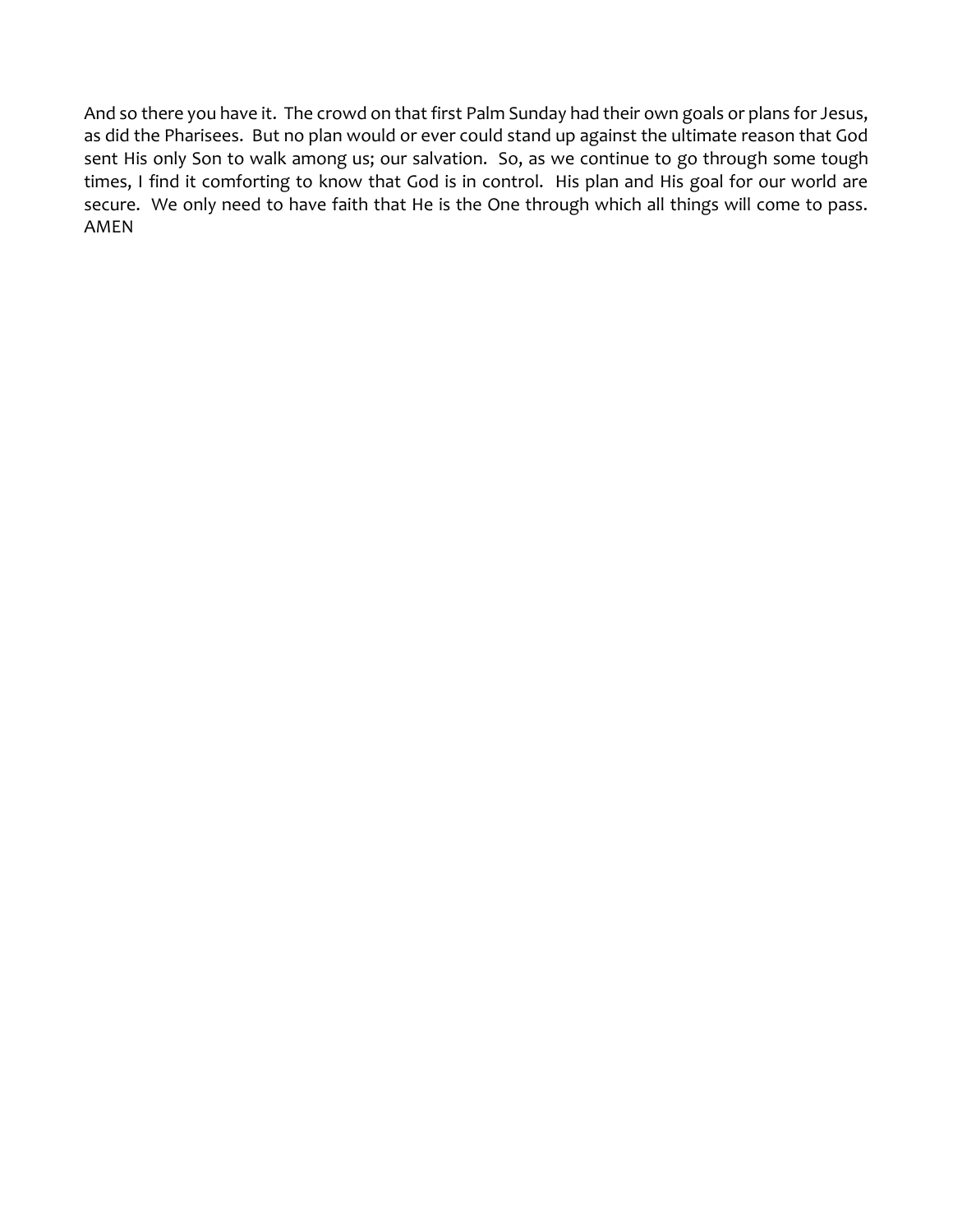And so there you have it. The crowd on that first Palm Sunday had their own goals or plans for Jesus, as did the Pharisees. But no plan would or ever could stand up against the ultimate reason that God sent His only Son to walk among us; our salvation. So, as we continue to go through some tough times, I find it comforting to know that God is in control. His plan and His goal for our world are secure. We only need to have faith that He is the One through which all things will come to pass. AMEN